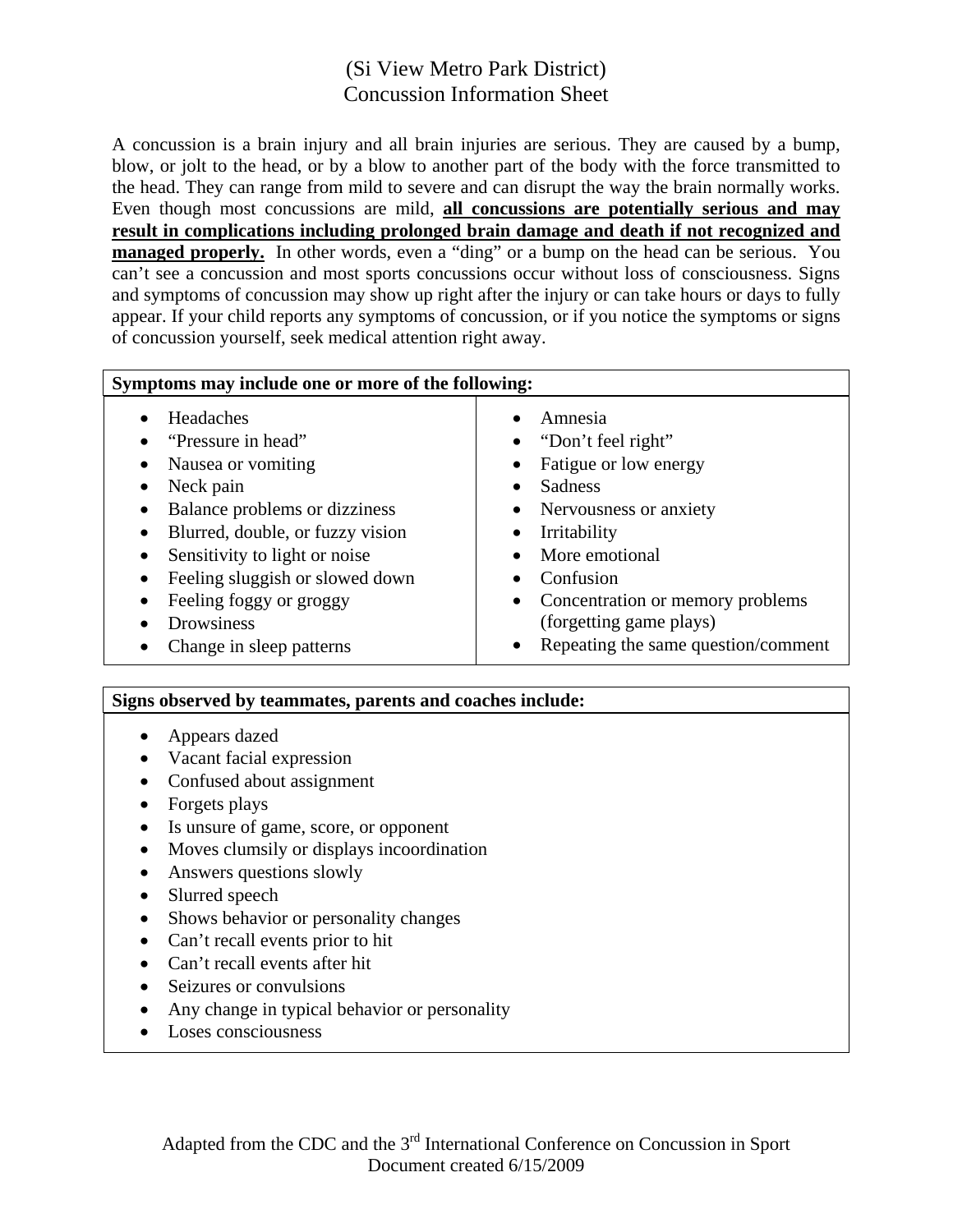# (Si View Metro Park District)
# Concussion Information Sheet

A concussion is a brain injury and all brain injuries are serious. They are caused by a bump, blow, or jolt to the head, or by a blow to another part of the body with the force transmitted to the head. They can range from mild to severe and can disrupt the way the brain normally works. Even though most concussions are mild, **<u>all concussions are potentially serious and may result in complications including prolonged brain damage and death if not recognized and managed properly.</u>** In other words, even a "ding" or a bump on the head can be serious. You can't see a concussion and most sports concussions occur without loss of consciousness. Signs and symptoms of concussion may show up right after the injury or can take hours or days to fully appear. If your child reports any symptoms of concussion, or if you notice the symptoms or signs of concussion yourself, seek medical attention right away.

**Symptoms may include one or more of the following:**

- Headaches
- "Pressure in head"
- Nausea or vomiting
- Neck pain
- Balance problems or dizziness
- Blurred, double, or fuzzy vision
- Sensitivity to light or noise
- Feeling sluggish or slowed down
- Feeling foggy or groggy
- Drowsiness
- Change in sleep patterns
- Amnesia
- "Don't feel right"
- Fatigue or low energy
- Sadness
- Nervousness or anxiety
- Irritability
- More emotional
- Confusion
- Concentration or memory problems (forgetting game plays)
- Repeating the same question/comment

**Signs observed by teammates, parents and coaches include:**

- Appears dazed
- Vacant facial expression
- Confused about assignment
- Forgets plays
- Is unsure of game, score, or opponent
- Moves clumsily or displays incoordination
- Answers questions slowly
- Slurred speech
- Shows behavior or personality changes
- Can't recall events prior to hit
- Can't recall events after hit
- Seizures or convulsions
- Any change in typical behavior or personality
- Loses consciousness

Adapted from the CDC and the 3rd International Conference on Concussion in Sport
Document created 6/15/2009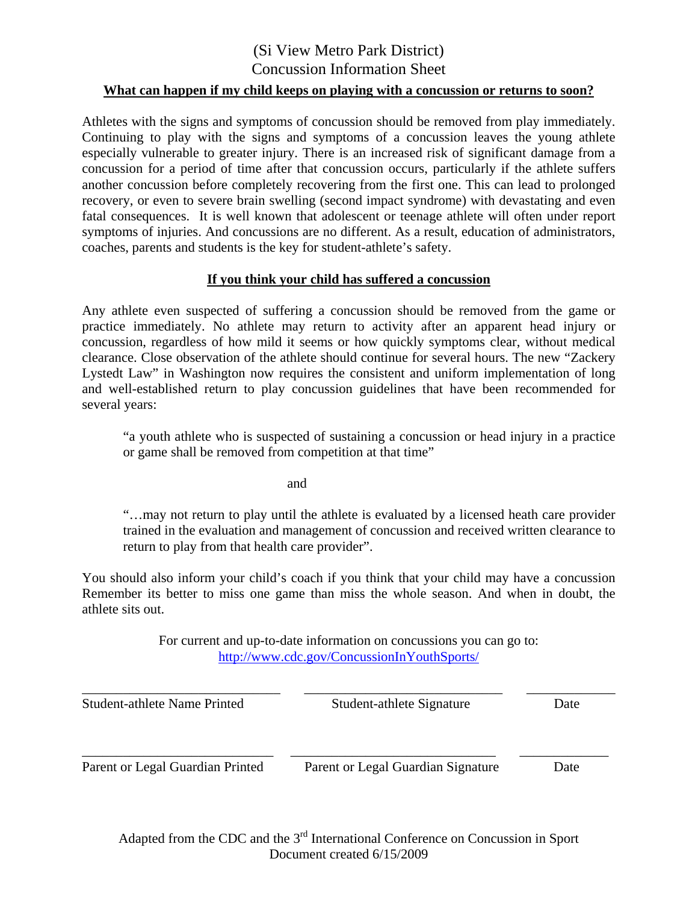(Si View Metro Park District)
Concussion Information Sheet

**What can happen if my child keeps on playing with a concussion or returns to soon?**

Athletes with the signs and symptoms of concussion should be removed from play immediately. Continuing to play with the signs and symptoms of a concussion leaves the young athlete especially vulnerable to greater injury. There is an increased risk of significant damage from a concussion for a period of time after that concussion occurs, particularly if the athlete suffers another concussion before completely recovering from the first one. This can lead to prolonged recovery, or even to severe brain swelling (second impact syndrome) with devastating and even fatal consequences. It is well known that adolescent or teenage athlete will often under report symptoms of injuries. And concussions are no different. As a result, education of administrators, coaches, parents and students is the key for student-athlete's safety.

**If you think your child has suffered a concussion**

Any athlete even suspected of suffering a concussion should be removed from the game or practice immediately. No athlete may return to activity after an apparent head injury or concussion, regardless of how mild it seems or how quickly symptoms clear, without medical clearance. Close observation of the athlete should continue for several hours. The new "Zackery Lystedt Law" in Washington now requires the consistent and uniform implementation of long and well-established return to play concussion guidelines that have been recommended for several years:

> "a youth athlete who is suspected of sustaining a concussion or head injury in a practice or game shall be removed from competition at that time"
>
> and
>
> "…may not return to play until the athlete is evaluated by a licensed heath care provider trained in the evaluation and management of concussion and received written clearance to return to play from that health care provider".

You should also inform your child's coach if you think that your child may have a concussion Remember its better to miss one game than miss the whole season. And when in doubt, the athlete sits out.

For current and up-to-date information on concussions you can go to:
http://www.cdc.gov/ConcussionInYouthSports/

_____________________________ _____________________________ _____________
Student-athlete Name Printed | Student-athlete Signature | Date

_____________________________ _____________________________ _____________
Parent or Legal Guardian Printed | Parent or Legal Guardian Signature | Date

Adapted from the CDC and the 3rd International Conference on Concussion in Sport
Document created 6/15/2009